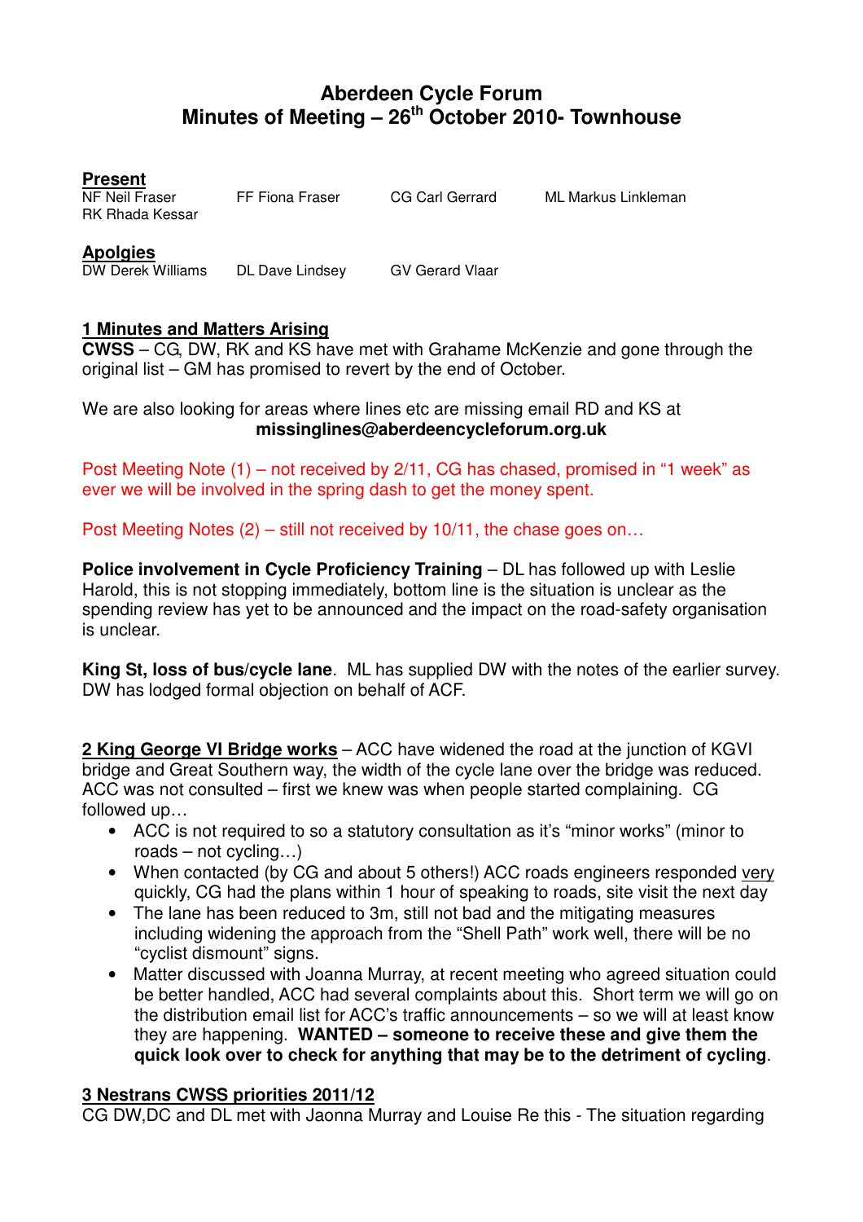# Aberdeen Cycle Forum
## Minutes of Meeting – 26th October 2010- Townhouse

**Present**

NF Neil Fraser  FF Fiona Fraser  CG Carl Gerrard  ML Markus Linkleman
RK Rhada Kessar

**Apolgies**

DW Derek Williams  DL Dave Lindsey  GV Gerard Vlaar

### 1 Minutes and Matters Arising

**CWSS** – CG, DW, RK and KS have met with Grahame McKenzie and gone through the original list – GM has promised to revert by the end of October.

We are also looking for areas where lines etc are missing email RD and KS at **missinglines@aberdeencycleforum.org.uk**

Post Meeting Note (1) – not received by 2/11, CG has chased, promised in "1 week" as ever we will be involved in the spring dash to get the money spent.

Post Meeting Notes (2) – still not received by 10/11, the chase goes on…

**Police involvement in Cycle Proficiency Training** – DL has followed up with Leslie Harold, this is not stopping immediately, bottom line is the situation is unclear as the spending review has yet to be announced and the impact on the road-safety organisation is unclear.

**King St, loss of bus/cycle lane**. ML has supplied DW with the notes of the earlier survey. DW has lodged formal objection on behalf of ACF.

### 2 King George VI Bridge works

– ACC have widened the road at the junction of KGVI bridge and Great Southern way, the width of the cycle lane over the bridge was reduced. ACC was not consulted – first we knew was when people started complaining. CG followed up…

- ACC is not required to so a statutory consultation as it's "minor works" (minor to roads – not cycling…)
- When contacted (by CG and about 5 others!) ACC roads engineers responded very quickly, CG had the plans within 1 hour of speaking to roads, site visit the next day
- The lane has been reduced to 3m, still not bad and the mitigating measures including widening the approach from the "Shell Path" work well, there will be no "cyclist dismount" signs.
- Matter discussed with Joanna Murray, at recent meeting who agreed situation could be better handled, ACC had several complaints about this. Short term we will go on the distribution email list for ACC's traffic announcements – so we will at least know they are happening. **WANTED – someone to receive these and give them the quick look over to check for anything that may be to the detriment of cycling**.

### 3 Nestrans CWSS priorities 2011/12

CG DW,DC and DL met with Jaonna Murray and Louise Re this - The situation regarding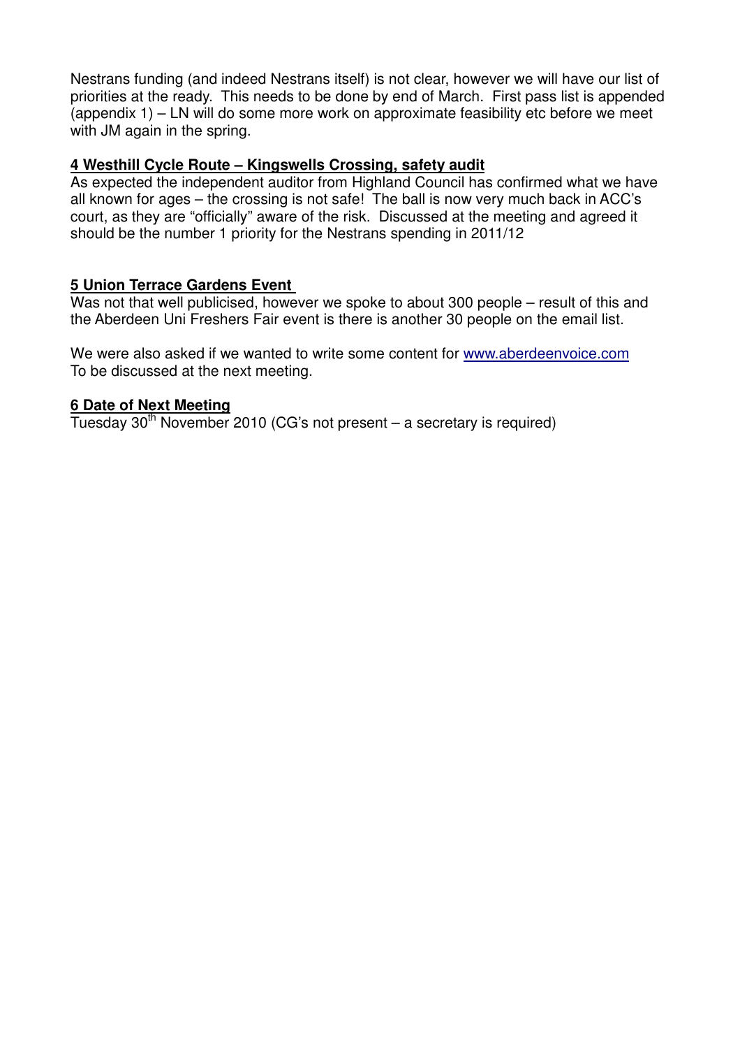Nestrans funding (and indeed Nestrans itself) is not clear, however we will have our list of priorities at the ready. This needs to be done by end of March. First pass list is appended (appendix 1) – LN will do some more work on approximate feasibility etc before we meet with JM again in the spring.

## 4 Westhill Cycle Route – Kingswells Crossing, safety audit

As expected the independent auditor from Highland Council has confirmed what we have all known for ages – the crossing is not safe! The ball is now very much back in ACC's court, as they are "officially" aware of the risk. Discussed at the meeting and agreed it should be the number 1 priority for the Nestrans spending in 2011/12

## 5 Union Terrace Gardens Event

Was not that well publicised, however we spoke to about 300 people – result of this and the Aberdeen Uni Freshers Fair event is there is another 30 people on the email list.

We were also asked if we wanted to write some content for www.aberdeenvoice.com
To be discussed at the next meeting.

## 6 Date of Next Meeting

Tuesday 30th November 2010 (CG's not present – a secretary is required)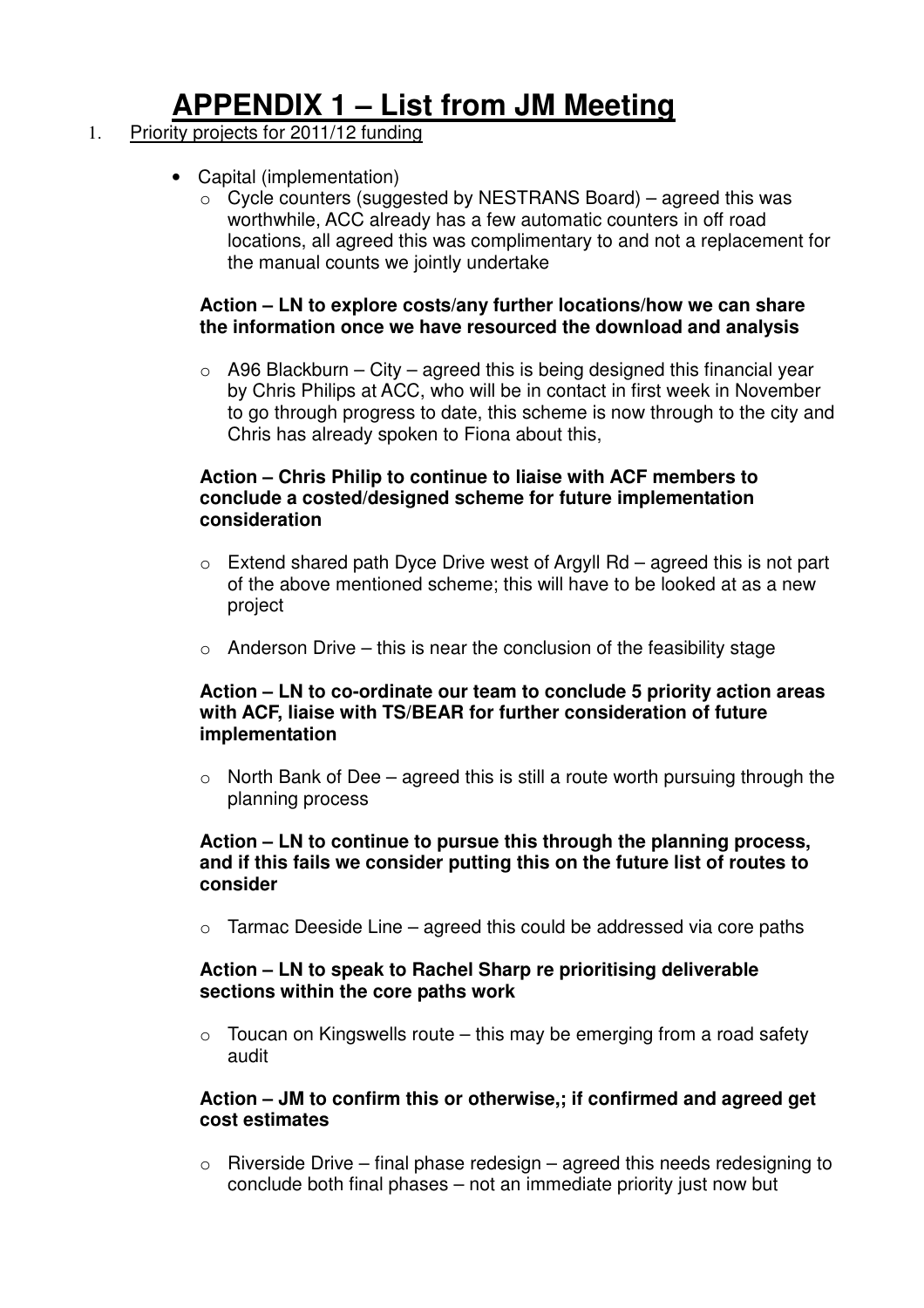# APPENDIX 1 – List from JM Meeting

1. Priority projects for 2011/12 funding

- Capital (implementation)
    - Cycle counters (suggested by NESTRANS Board) – agreed this was worthwhile, ACC already has a few automatic counters in off road locations, all agreed this was complimentary to and not a replacement for the manual counts we jointly undertake

    **Action – LN to explore costs/any further locations/how we can share the information once we have resourced the download and analysis**

    - A96 Blackburn – City – agreed this is being designed this financial year by Chris Philips at ACC, who will be in contact in first week in November to go through progress to date, this scheme is now through to the city and Chris has already spoken to Fiona about this,

    **Action – Chris Philip to continue to liaise with ACF members to conclude a costed/designed scheme for future implementation consideration**

    - Extend shared path Dyce Drive west of Argyll Rd – agreed this is not part of the above mentioned scheme; this will have to be looked at as a new project
    - Anderson Drive – this is near the conclusion of the feasibility stage

    **Action – LN to co-ordinate our team to conclude 5 priority action areas with ACF, liaise with TS/BEAR for further consideration of future implementation**

    - North Bank of Dee – agreed this is still a route worth pursuing through the planning process

    **Action – LN to continue to pursue this through the planning process, and if this fails we consider putting this on the future list of routes to consider**

    - Tarmac Deeside Line – agreed this could be addressed via core paths

    **Action – LN to speak to Rachel Sharp re prioritising deliverable sections within the core paths work**

    - Toucan on Kingswells route – this may be emerging from a road safety audit

    **Action – JM to confirm this or otherwise,; if confirmed and agreed get cost estimates**

    - Riverside Drive – final phase redesign – agreed this needs redesigning to conclude both final phases – not an immediate priority just now but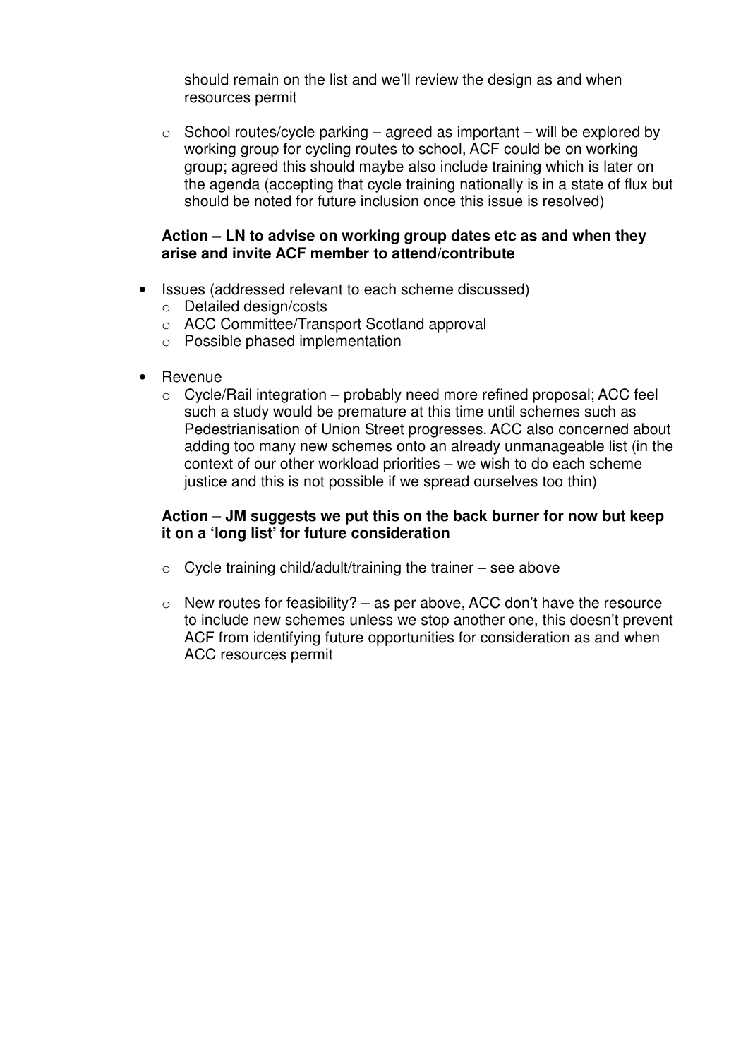should remain on the list and we'll review the design as and when resources permit

  - School routes/cycle parking – agreed as important – will be explored by working group for cycling routes to school, ACF could be on working group; agreed this should maybe also include training which is later on the agenda (accepting that cycle training nationally is in a state of flux but should be noted for future inclusion once this issue is resolved)

  **Action – LN to advise on working group dates etc as and when they arise and invite ACF member to attend/contribute**

- Issues (addressed relevant to each scheme discussed)
  - Detailed design/costs
  - ACC Committee/Transport Scotland approval
  - Possible phased implementation

- Revenue
  - Cycle/Rail integration – probably need more refined proposal; ACC feel such a study would be premature at this time until schemes such as Pedestrianisation of Union Street progresses. ACC also concerned about adding too many new schemes onto an already unmanageable list (in the context of our other workload priorities – we wish to do each scheme justice and this is not possible if we spread ourselves too thin)

  **Action – JM suggests we put this on the back burner for now but keep it on a 'long list' for future consideration**

  - Cycle training child/adult/training the trainer – see above

  - New routes for feasibility? – as per above, ACC don't have the resource to include new schemes unless we stop another one, this doesn't prevent ACF from identifying future opportunities for consideration as and when ACC resources permit